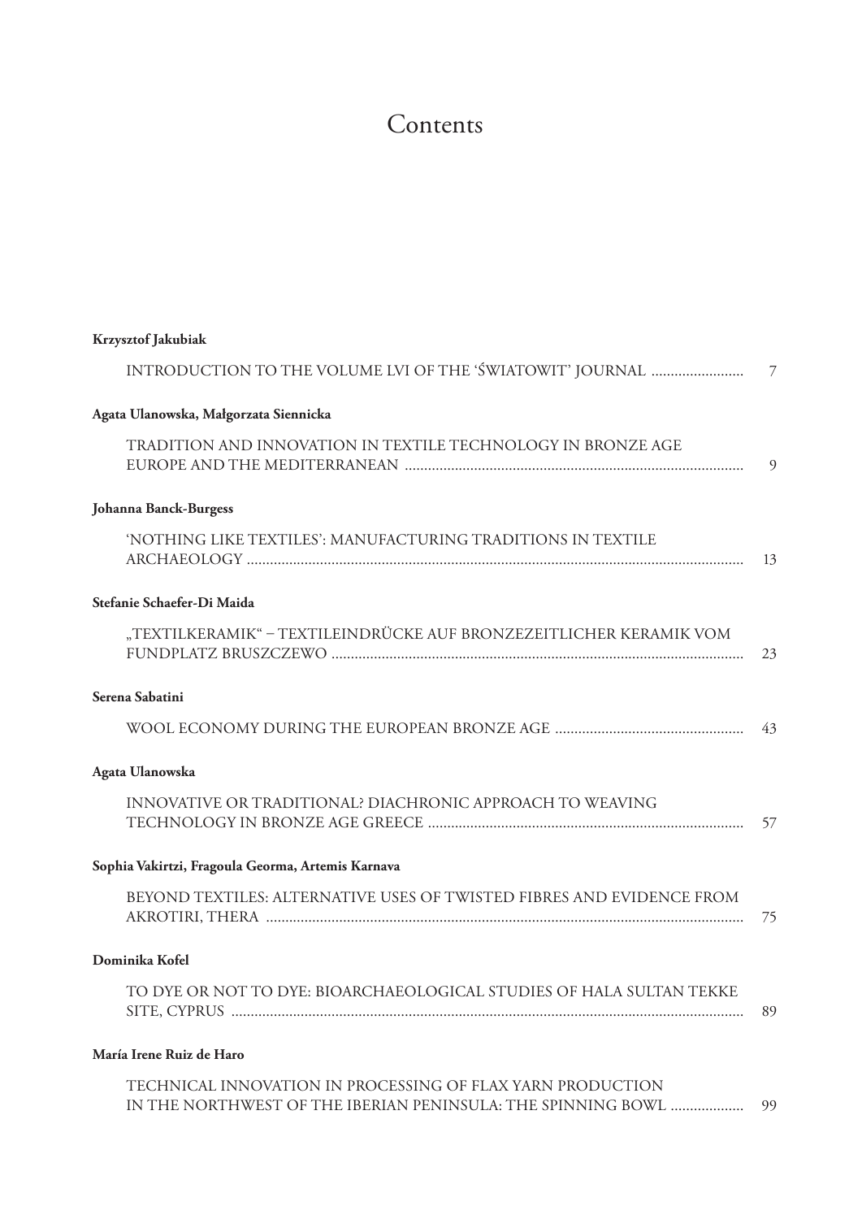# Contents

**Krzysztof Jakubiak**

INTRODUCTION TO THE VOLUME LVI OF THE 'ŚWIATOWIT' JOURNAL ........................ 7

**Agata Ulanowska, Małgorzata Siennicka**

TRADITION AND INNOVATION IN TEXTILE TECHNOLOGY IN BRONZE AGE EUROPE AND THE MEDITERRANEAN ........................ 9

**Johanna Banck-Burgess**

'NOTHING LIKE TEXTILES': MANUFACTURING TRADITIONS IN TEXTILE ARCHAEOLOGY ........................ 13

**Stefanie Schaefer-Di Maida**

„TEXTILKERAMIK" – TEXTILEINDRÜCKE AUF BRONZEZEITLICHER KERAMIK VOM FUNDPLATZ BRUSZCZEWO ........................ 23

**Serena Sabatini**

WOOL ECONOMY DURING THE EUROPEAN BRONZE AGE ........................ 43

**Agata Ulanowska**

INNOVATIVE OR TRADITIONAL? DIACHRONIC APPROACH TO WEAVING TECHNOLOGY IN BRONZE AGE GREECE ........................ 57

**Sophia Vakirtzi, Fragoula Georma, Artemis Karnava**

BEYOND TEXTILES: ALTERNATIVE USES OF TWISTED FIBRES AND EVIDENCE FROM AKROTIRI, THERA ........................ 75

**Dominika Kofel**

TO DYE OR NOT TO DYE: BIOARCHAEOLOGICAL STUDIES OF HALA SULTAN TEKKE SITE, CYPRUS ........................ 89

**María Irene Ruiz de Haro**

TECHNICAL INNOVATION IN PROCESSING OF FLAX YARN PRODUCTION IN THE NORTHWEST OF THE IBERIAN PENINSULA: THE SPINNING BOWL ........................ 99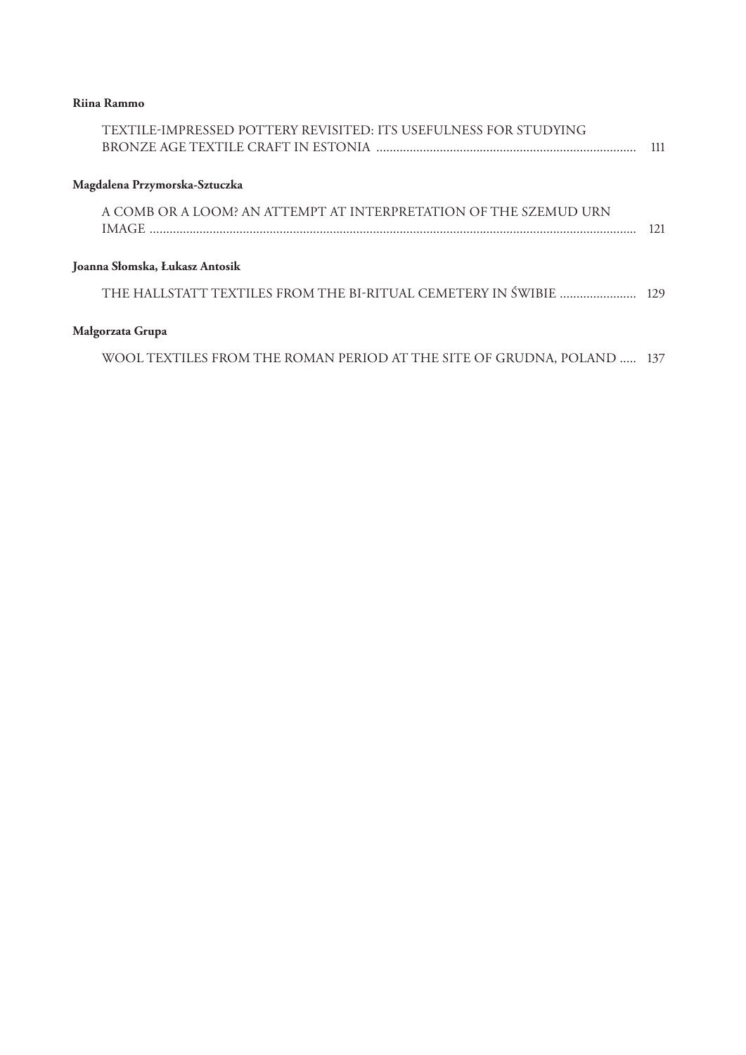**Riina Rammo**

TEXTILE-IMPRESSED POTTERY REVISITED: ITS USEFULNESS FOR STUDYING BRONZE AGE TEXTILE CRAFT IN ESTONIA ............................................................................. 111

**Magdalena Przymorska-Sztuczka**

A COMB OR A LOOM? AN ATTEMPT AT INTERPRETATION OF THE SZEMUD URN IMAGE ................................................................................................................................. 121

**Joanna Słomska, Łukasz Antosik**

THE HALLSTATT TEXTILES FROM THE BI-RITUAL CEMETERY IN ŚWIBIE ....................... 129

**Małgorzata Grupa**

WOOL TEXTILES FROM THE ROMAN PERIOD AT THE SITE OF GRUDNA, POLAND ..... 137